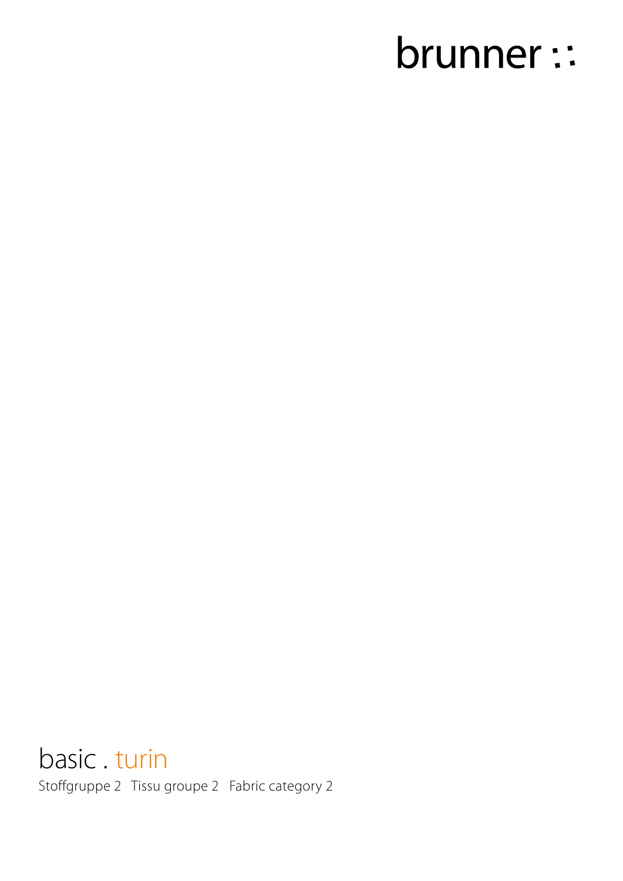brunner ::

# basic . turin

Stoffgruppe 2   Tissu groupe 2   Fabric category 2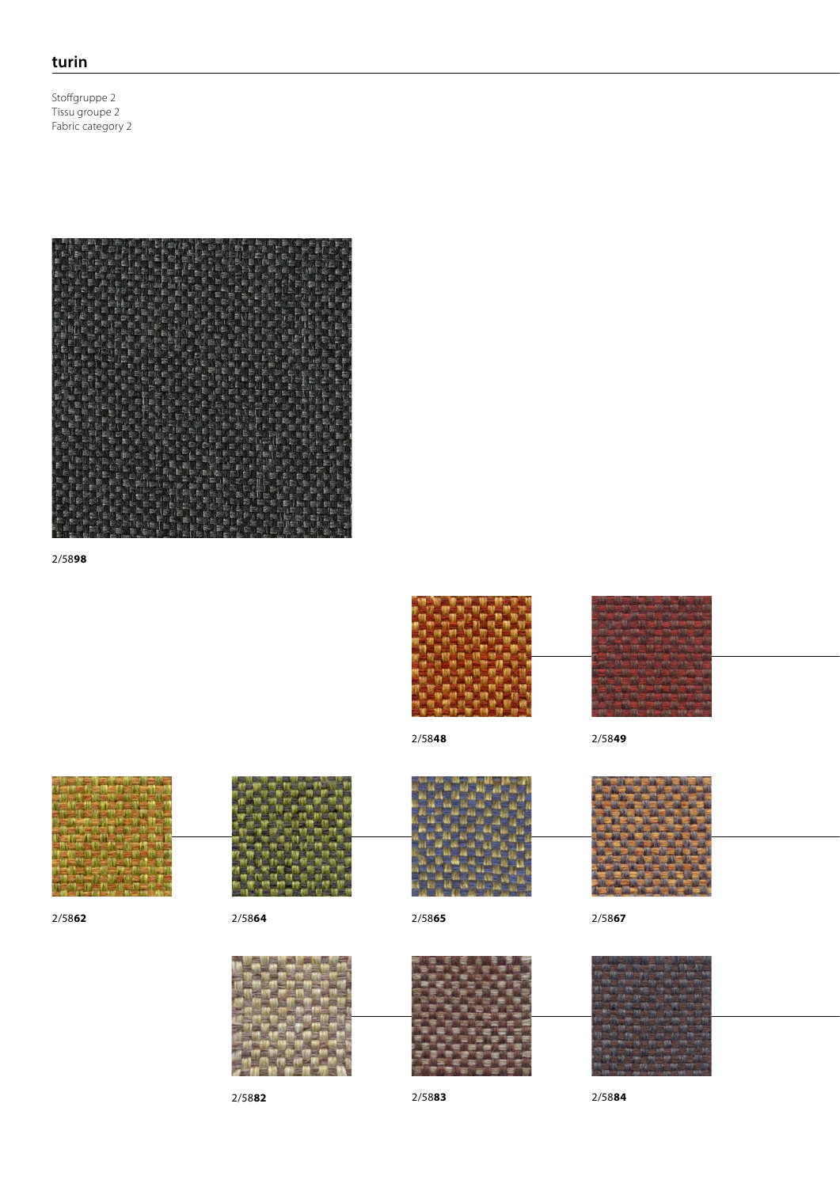## turin

Stoffgruppe 2
Tissu groupe 2
Fabric category 2

2/58**98**

2/58**48**

2/58**49**

2/58**62**

2/58**64**

2/58**65**

2/58**67**

2/58**82**

2/58**83**

2/58**84**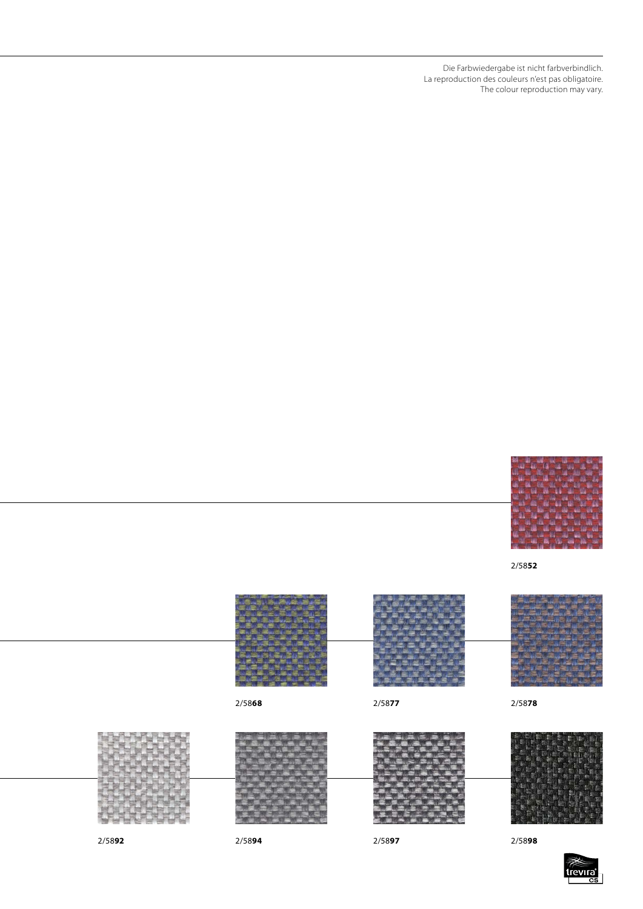Die Farbwiedergabe ist nicht farbverbindlich.
La reproduction des couleurs n'est pas obligatoire.
The colour reproduction may vary.

2/58**52**

2/58**68**

2/58**77**

2/58**78**

2/58**92**

2/58**94**

2/58**97**

2/58**98**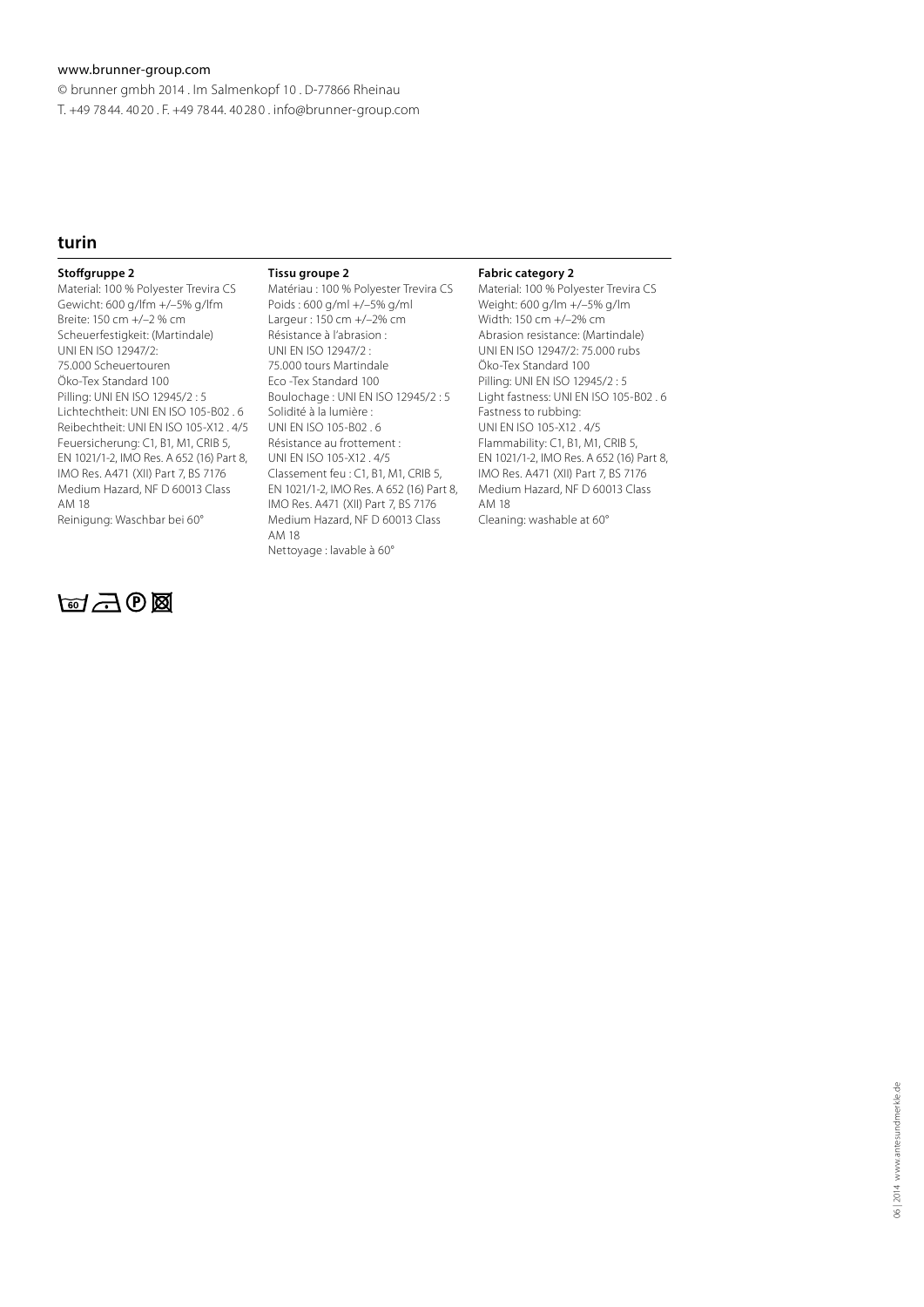www.brunner-group.com

© brunner gmbh 2014 . Im Salmenkopf 10 . D-77866 Rheinau

T. +49 7844. 4020 . F. +49 7844. 40280 . info@brunner-group.com

## turin

**Stoffgruppe 2**

Material: 100 % Polyester Trevira CS
Gewicht: 600 g/lfm +/–5% g/lfm
Breite: 150 cm +/–2 % cm
Scheuerfestigkeit: (Martindale)
UNI EN ISO 12947/2:
75.000 Scheuertouren
Öko-Tex Standard 100
Pilling: UNI EN ISO 12945/2 : 5
Lichtechtheit: UNI EN ISO 105-B02 . 6
Reibechtheit: UNI EN ISO 105-X12 . 4/5
Feuersicherung: C1, B1, M1, CRIB 5,
EN 1021/1-2, IMO Res. A 652 (16) Part 8,
IMO Res. A471 (XII) Part 7, BS 7176
Medium Hazard, NF D 60013 Class
AM 18
Reinigung: Waschbar bei 60°

**Tissu groupe 2**

Matériau : 100 % Polyester Trevira CS
Poids : 600 g/ml +/–5% g/ml
Largeur : 150 cm +/–2% cm
Résistance à l'abrasion :
UNI EN ISO 12947/2 :
75.000 tours Martindale
Eco -Tex Standard 100
Boulochage : UNI EN ISO 12945/2 : 5
Solidité à la lumière :
UNI EN ISO 105-B02 . 6
Résistance au frottement :
UNI EN ISO 105-X12 . 4/5
Classement feu : C1, B1, M1, CRIB 5,
EN 1021/1-2, IMO Res. A 652 (16) Part 8,
IMO Res. A471 (XII) Part 7, BS 7176
Medium Hazard, NF D 60013 Class
AM 18
Nettoyage : lavable à 60°

**Fabric category 2**

Material: 100 % Polyester Trevira CS
Weight: 600 g/lm +/–5% g/lm
Width: 150 cm +/–2% cm
Abrasion resistance: (Martindale)
UNI EN ISO 12947/2: 75.000 rubs
Öko-Tex Standard 100
Pilling: UNI EN ISO 12945/2 : 5
Light fastness: UNI EN ISO 105-B02 . 6
Fastness to rubbing:
UNI EN ISO 105-X12 . 4/5
Flammability: C1, B1, M1, CRIB 5,
EN 1021/1-2, IMO Res. A 652 (16) Part 8,
IMO Res. A471 (XII) Part 7, BS 7176
Medium Hazard, NF D 60013 Class
AM 18
Cleaning: washable at 60°

60 P

06 | 2014 www.antesundmerkle.de